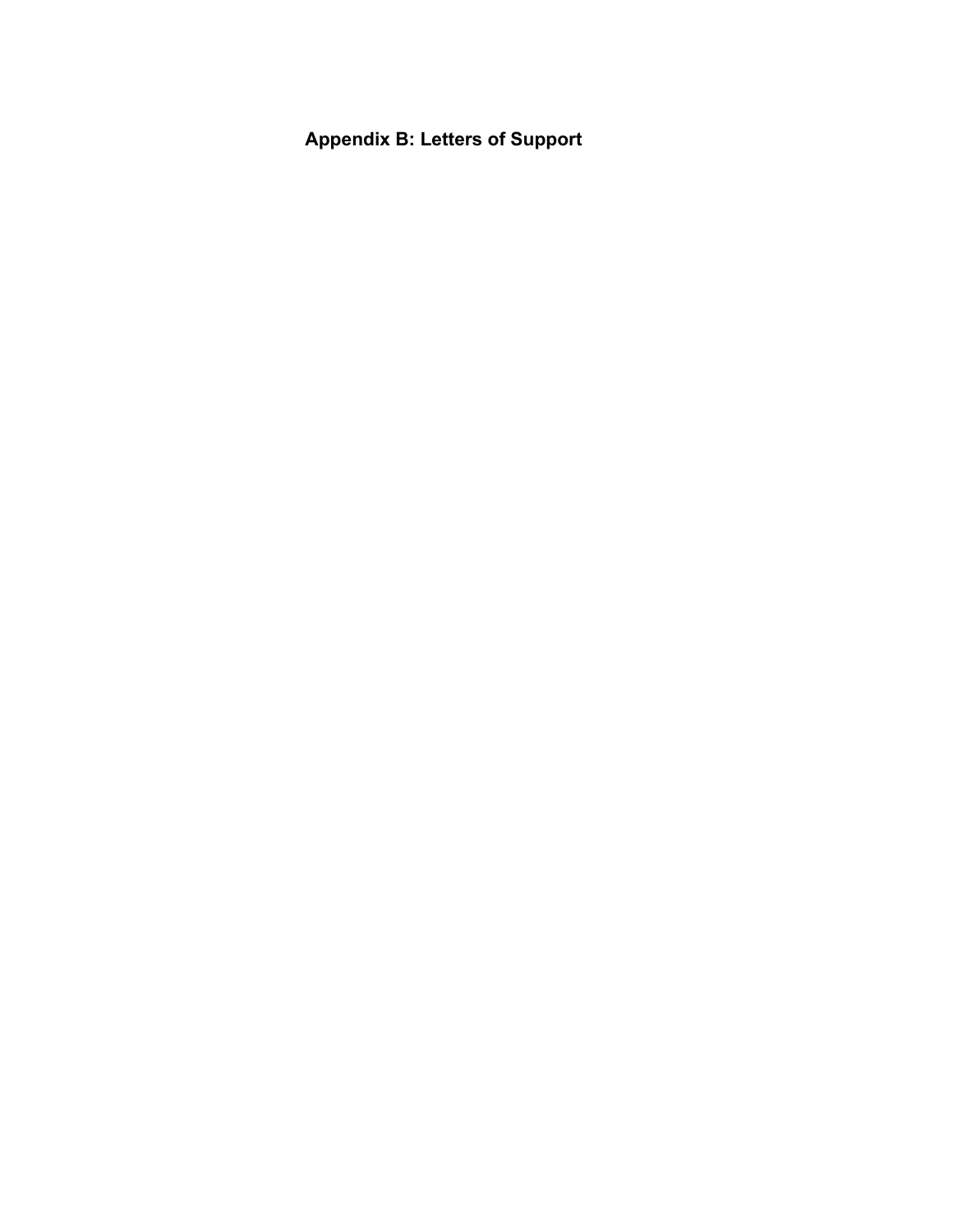# Appendix B: Letters of Support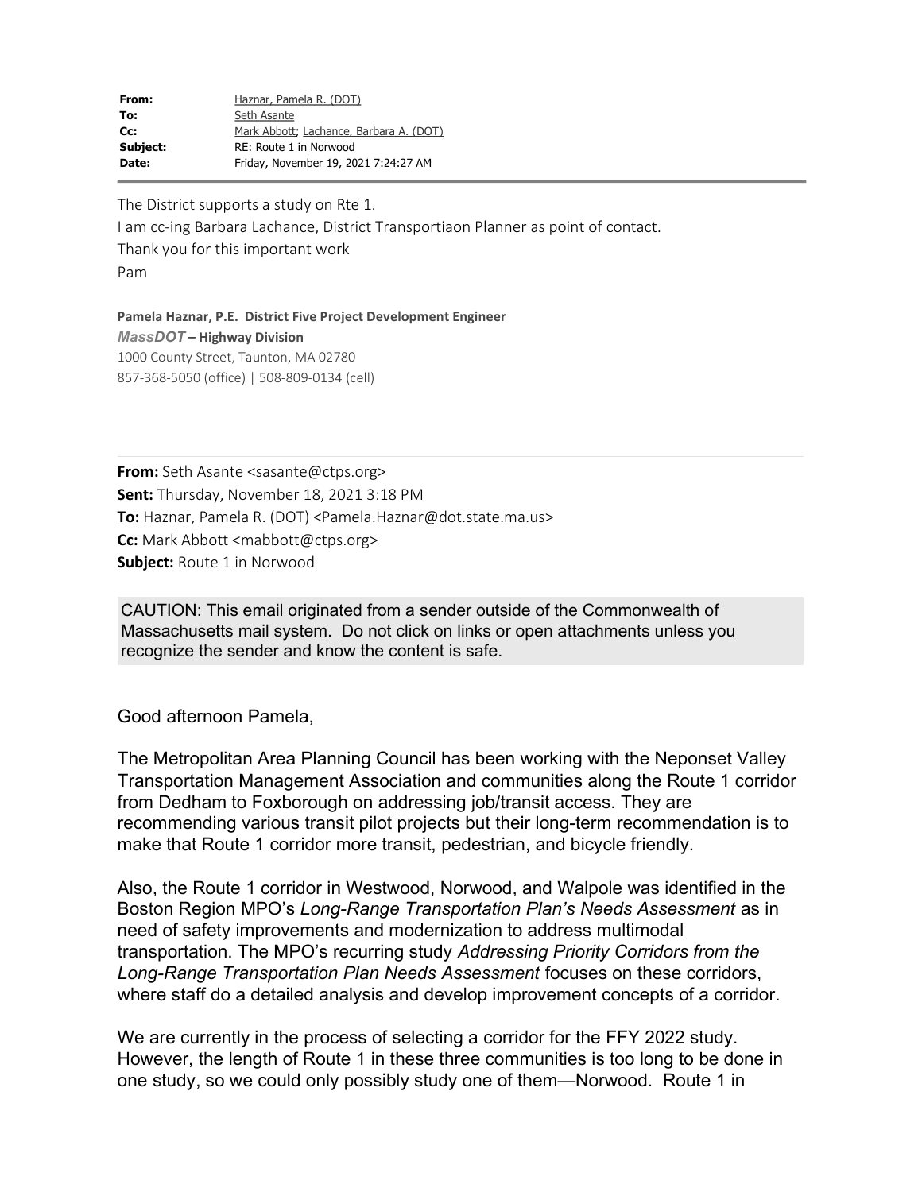| | |
|---|---|
| **From:** | Haznar, Pamela R. (DOT) |
| **To:** | Seth Asante |
| **Cc:** | Mark Abbott; Lachance, Barbara A. (DOT) |
| **Subject:** | RE: Route 1 in Norwood |
| **Date:** | Friday, November 19, 2021 7:24:27 AM |

---

The District supports a study on Rte 1.
I am cc-ing Barbara Lachance, District Transportiaon Planner as point of contact.
Thank you for this important work
Pam

**Pamela Haznar, P.E. District Five Project Development Engineer**
***MassDOT* – Highway Division**
1000 County Street, Taunton, MA 02780
857-368-5050 (office) | 508-809-0134 (cell)

---

**From:** Seth Asante <sasante@ctps.org>
**Sent:** Thursday, November 18, 2021 3:18 PM
**To:** Haznar, Pamela R. (DOT) <Pamela.Haznar@dot.state.ma.us>
**Cc:** Mark Abbott <mabbott@ctps.org>
**Subject:** Route 1 in Norwood

CAUTION: This email originated from a sender outside of the Commonwealth of Massachusetts mail system. Do not click on links or open attachments unless you recognize the sender and know the content is safe.

Good afternoon Pamela,

The Metropolitan Area Planning Council has been working with the Neponset Valley Transportation Management Association and communities along the Route 1 corridor from Dedham to Foxborough on addressing job/transit access. They are recommending various transit pilot projects but their long-term recommendation is to make that Route 1 corridor more transit, pedestrian, and bicycle friendly.

Also, the Route 1 corridor in Westwood, Norwood, and Walpole was identified in the Boston Region MPO's *Long-Range Transportation Plan's Needs Assessment* as in need of safety improvements and modernization to address multimodal transportation. The MPO's recurring study *Addressing Priority Corridors from the Long-Range Transportation Plan Needs Assessment* focuses on these corridors, where staff do a detailed analysis and develop improvement concepts of a corridor.

We are currently in the process of selecting a corridor for the FFY 2022 study. However, the length of Route 1 in these three communities is too long to be done in one study, so we could only possibly study one of them—Norwood. Route 1 in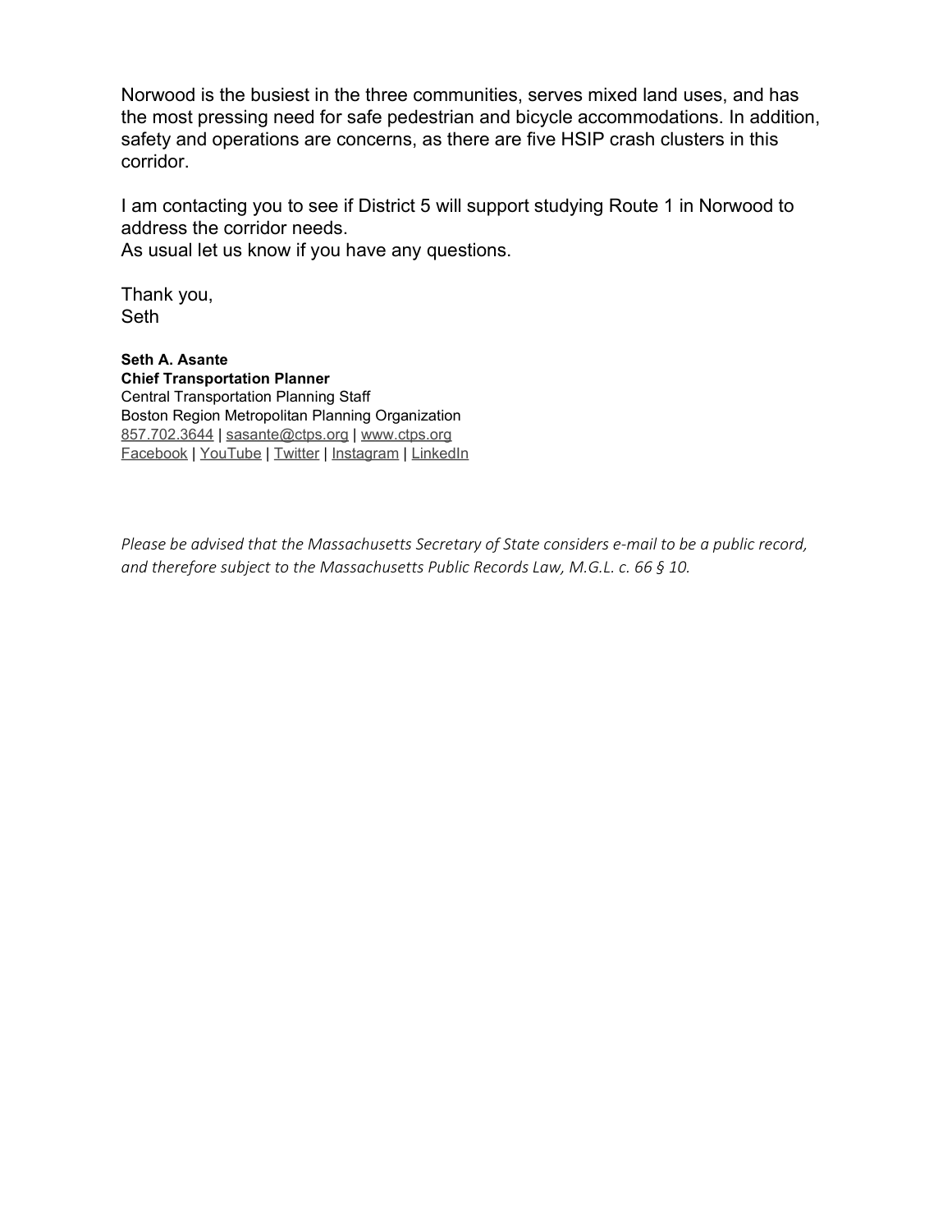Norwood is the busiest in the three communities, serves mixed land uses, and has the most pressing need for safe pedestrian and bicycle accommodations. In addition, safety and operations are concerns, as there are five HSIP crash clusters in this corridor.

I am contacting you to see if District 5 will support studying Route 1 in Norwood to address the corridor needs.
As usual let us know if you have any questions.

Thank you,
Seth

**Seth A. Asante**
**Chief Transportation Planner**
Central Transportation Planning Staff
Boston Region Metropolitan Planning Organization
857.702.3644 | sasante@ctps.org | www.ctps.org
Facebook | YouTube | Twitter | Instagram | LinkedIn

*Please be advised that the Massachusetts Secretary of State considers e-mail to be a public record, and therefore subject to the Massachusetts Public Records Law, M.G.L. c. 66 § 10.*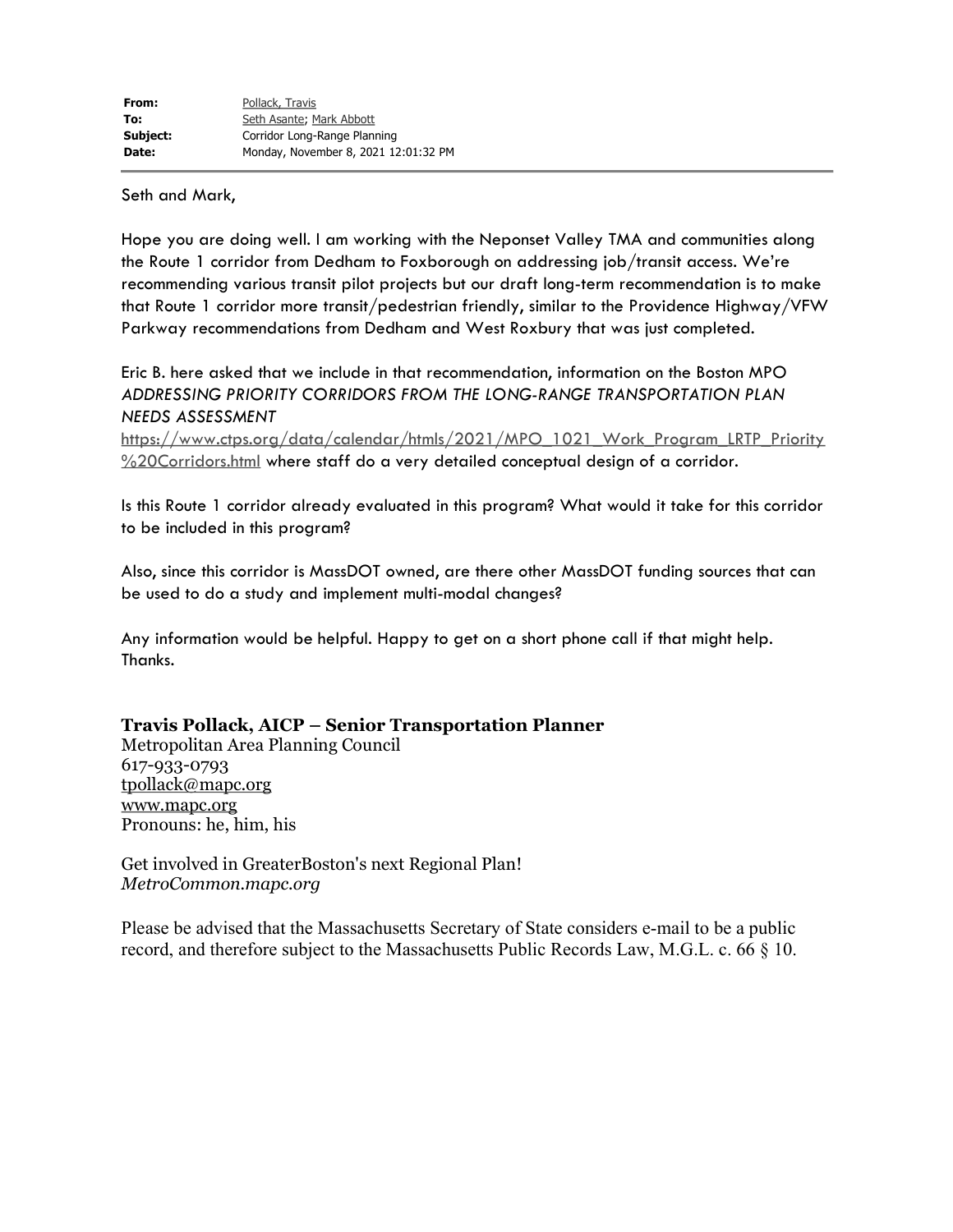| | |
|---|---|
| **From:** | Pollack, Travis |
| **To:** | Seth Asante; Mark Abbott |
| **Subject:** | Corridor Long-Range Planning |
| **Date:** | Monday, November 8, 2021 12:01:32 PM |

Seth and Mark,

Hope you are doing well. I am working with the Neponset Valley TMA and communities along the Route 1 corridor from Dedham to Foxborough on addressing job/transit access. We're recommending various transit pilot projects but our draft long-term recommendation is to make that Route 1 corridor more transit/pedestrian friendly, similar to the Providence Highway/VFW Parkway recommendations from Dedham and West Roxbury that was just completed.

Eric B. here asked that we include in that recommendation, information on the Boston MPO *ADDRESSING PRIORITY CORRIDORS FROM THE LONG-RANGE TRANSPORTATION PLAN NEEDS ASSESSMENT* https://www.ctps.org/data/calendar/htmls/2021/MPO_1021_Work_Program_LRTP_Priority%20Corridors.html where staff do a very detailed conceptual design of a corridor.

Is this Route 1 corridor already evaluated in this program? What would it take for this corridor to be included in this program?

Also, since this corridor is MassDOT owned, are there other MassDOT funding sources that can be used to do a study and implement multi-modal changes?

Any information would be helpful. Happy to get on a short phone call if that might help.
Thanks.

**Travis Pollack, AICP – Senior Transportation Planner**
Metropolitan Area Planning Council
617-933-0793
tpollack@mapc.org
www.mapc.org
Pronouns: he, him, his

Get involved in GreaterBoston's next Regional Plan!
*MetroCommon.mapc.org*

Please be advised that the Massachusetts Secretary of State considers e-mail to be a public record, and therefore subject to the Massachusetts Public Records Law, M.G.L. c. 66 § 10.